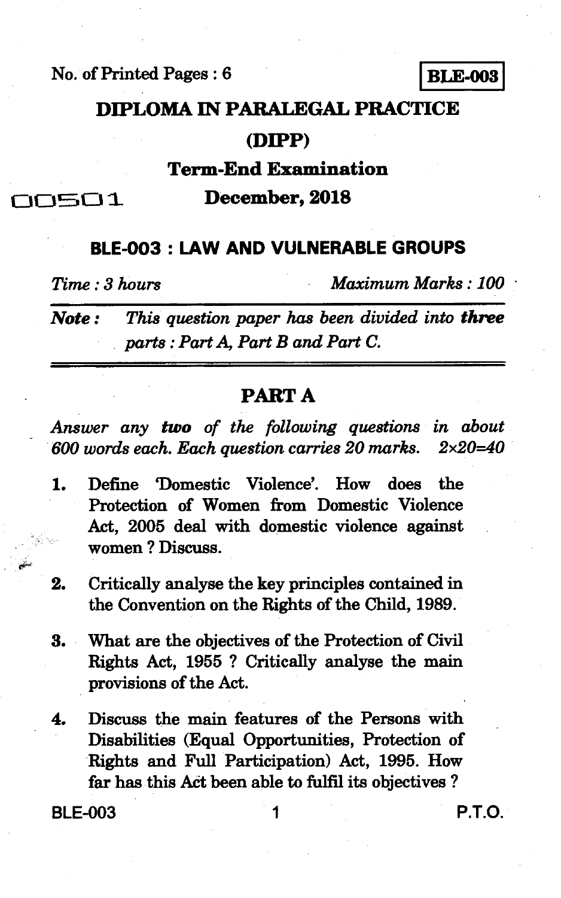No. of Printed Pages : 6 **BLE-003**

# DIPLOMA IN PARALEGAL PRACTICE

# (DIPP)

## Term-End Examination

00501 **December, 2018**

## BLE-003 : LAW AND VULNERABLE GROUPS

*Time : 3 hours* *Maximum Marks : 100*

***Note :*** *This question paper has been divided into **three** parts : Part A, Part B and Part C.*

## PART A

*Answer any **two** of the following questions in about 600 words each. Each question carries 20 marks.* 2×20=40

1. Define 'Domestic Violence'. How does the Protection of Women from Domestic Violence Act, 2005 deal with domestic violence against women ? Discuss.

2. Critically analyse the key principles contained in the Convention on the Rights of the Child, 1989.

3. What are the objectives of the Protection of Civil Rights Act, 1955 ? Critically analyse the main provisions of the Act.

4. Discuss the main features of the Persons with Disabilities (Equal Opportunities, Protection of Rights and Full Participation) Act, 1995. How far has this Act been able to fulfil its objectives ?

P.T.O.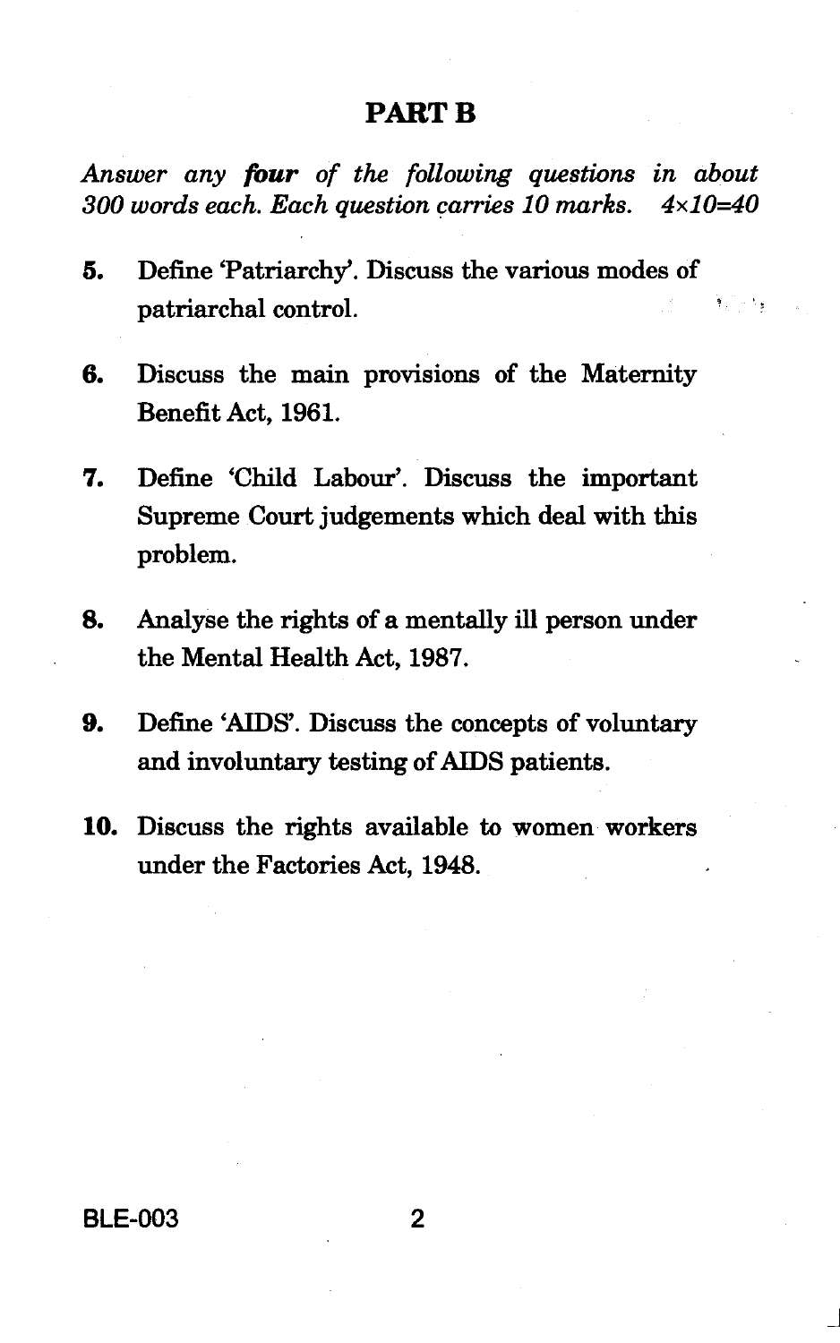## PART B

*Answer any* ***four*** *of the following questions in about 300 words each. Each question carries 10 marks.* $4 \times 10 = 40$

5. Define 'Patriarchy'. Discuss the various modes of patriarchal control.

6. Discuss the main provisions of the Maternity Benefit Act, 1961.

7. Define 'Child Labour'. Discuss the important Supreme Court judgements which deal with this problem.

8. Analyse the rights of a mentally ill person under the Mental Health Act, 1987.

9. Define 'AIDS'. Discuss the concepts of voluntary and involuntary testing of AIDS patients.

10. Discuss the rights available to women workers under the Factories Act, 1948.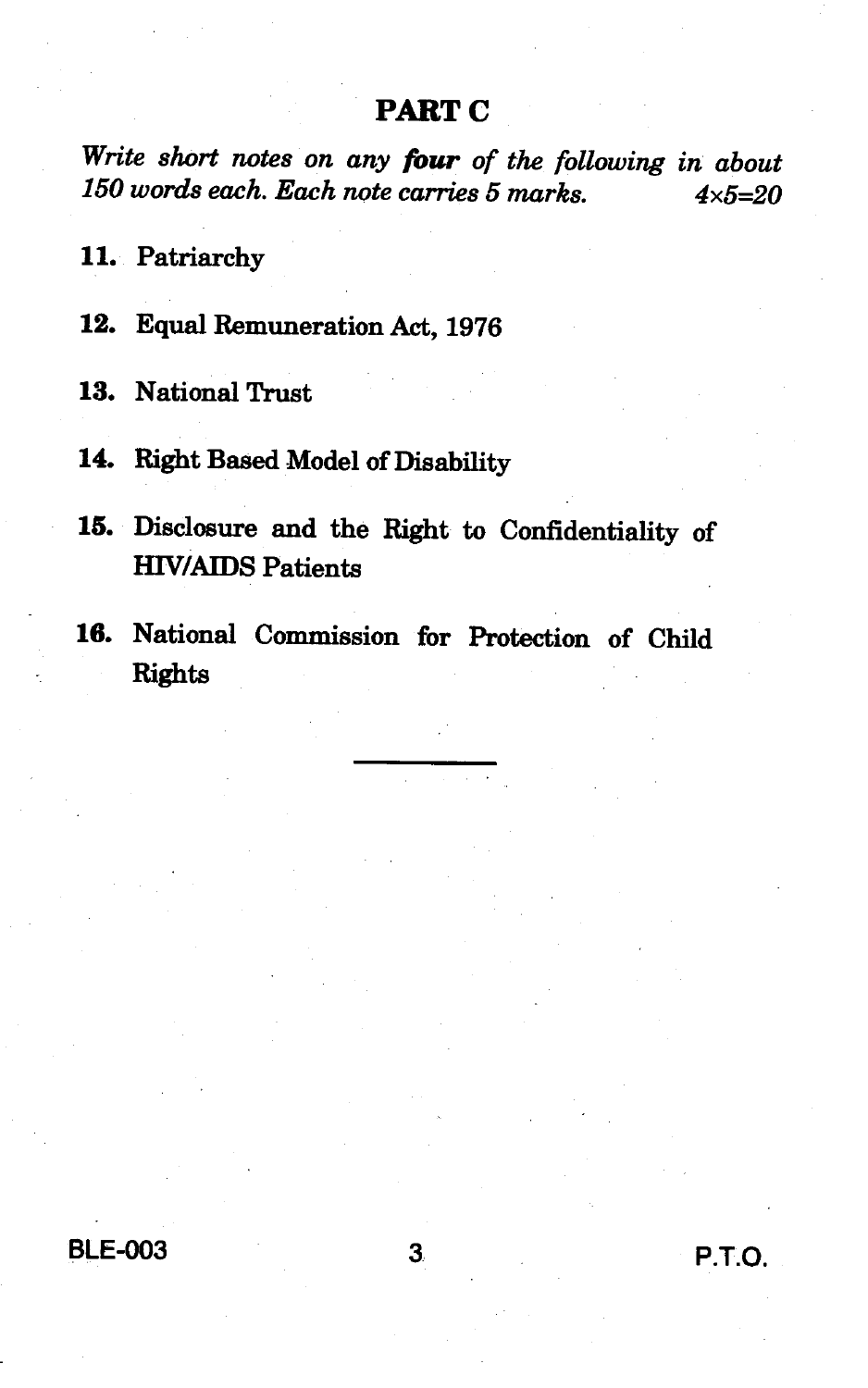## PART C

*Write short notes on any* ***four*** *of the following in about 150 words each. Each note carries 5 marks.* *4×5=20*

11. Patriarchy

12. Equal Remuneration Act, 1976

13. National Trust

14. Right Based Model of Disability

15. Disclosure and the Right to Confidentiality of HIV/AIDS Patients

16. National Commission for Protection of Child Rights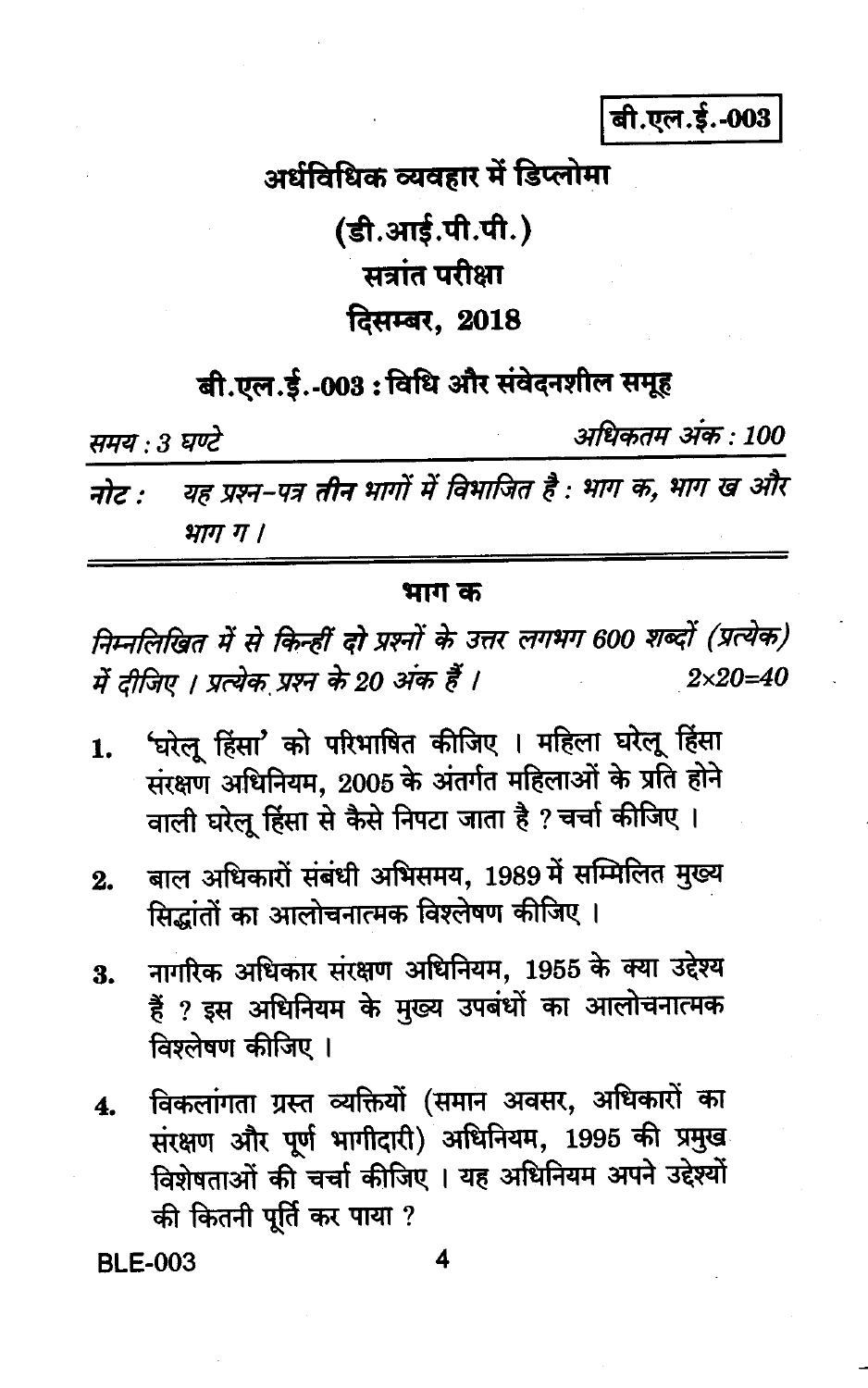बी.एल.ई.-003

# अर्धविधिक व्यवहार में डिप्लोमा

## (डी.आई.पी.पी.)

## सत्रांत परीक्षा

## दिसम्बर, 2018

## बी.एल.ई.-003 : विधि और संवेदनशील समूह

*समय : 3 घण्टे* *अधिकतम अंक : 100*

*नोट : यह प्रश्न-पत्र तीन भागों में विभाजित है : भाग क, भाग ख और भाग ग ।*

---

### भाग क

*निम्नलिखित में से किन्हीं दो प्रश्नों के उत्तर लगभग 600 शब्दों (प्रत्येक) में दीजिए । प्रत्येक प्रश्न के 20 अंक हैं ।* $2 \times 20 = 40$

1. 'घरेलू हिंसा' को परिभाषित कीजिए । महिला घरेलू हिंसा संरक्षण अधिनियम, 2005 के अंतर्गत महिलाओं के प्रति होने वाली घरेलू हिंसा से कैसे निपटा जाता है ? चर्चा कीजिए ।

2. बाल अधिकारों संबंधी अभिसमय, 1989 में सम्मिलित मुख्य सिद्धांतों का आलोचनात्मक विश्लेषण कीजिए ।

3. नागरिक अधिकार संरक्षण अधिनियम, 1955 के क्या उद्देश्य हैं ? इस अधिनियम के मुख्य उपबंधों का आलोचनात्मक विश्लेषण कीजिए ।

4. विकलांगता ग्रस्त व्यक्तियों (समान अवसर, अधिकारों का संरक्षण और पूर्ण भागीदारी) अधिनियम, 1995 की प्रमुख विशेषताओं की चर्चा कीजिए । यह अधिनियम अपने उद्देश्यों की कितनी पूर्ति कर पाया ?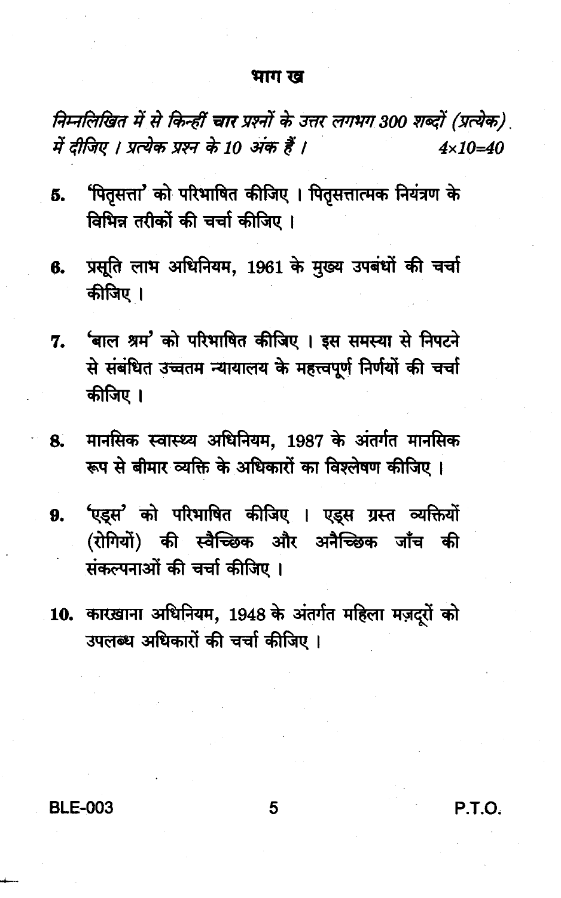## भाग ख

*निम्नलिखित में से किन्हीं **चार** प्रश्नों के उत्तर लगभग 300 शब्दों (प्रत्येक) में दीजिए । प्रत्येक प्रश्न के 10 अंक हैं ।* $4 \times 10 = 40$

5. 'पितृसत्ता' को परिभाषित कीजिए । पितृसत्तात्मक नियंत्रण के विभिन्न तरीकों की चर्चा कीजिए ।

6. प्रसूति लाभ अधिनियम, 1961 के मुख्य उपबंधों की चर्चा कीजिए ।

7. 'बाल श्रम' को परिभाषित कीजिए । इस समस्या से निपटने से संबंधित उच्चतम न्यायालय के महत्त्वपूर्ण निर्णयों की चर्चा कीजिए ।

8. मानसिक स्वास्थ्य अधिनियम, 1987 के अंतर्गत मानसिक रूप से बीमार व्यक्ति के अधिकारों का विश्लेषण कीजिए ।

9. 'एड्स' को परिभाषित कीजिए । एड्स ग्रस्त व्यक्तियों (रोगियों) की स्वैच्छिक और अनैच्छिक जाँच की संकल्पनाओं की चर्चा कीजिए ।

10. कारख़ाना अधिनियम, 1948 के अंतर्गत महिला मज़दूरों को उपलब्ध अधिकारों की चर्चा कीजिए ।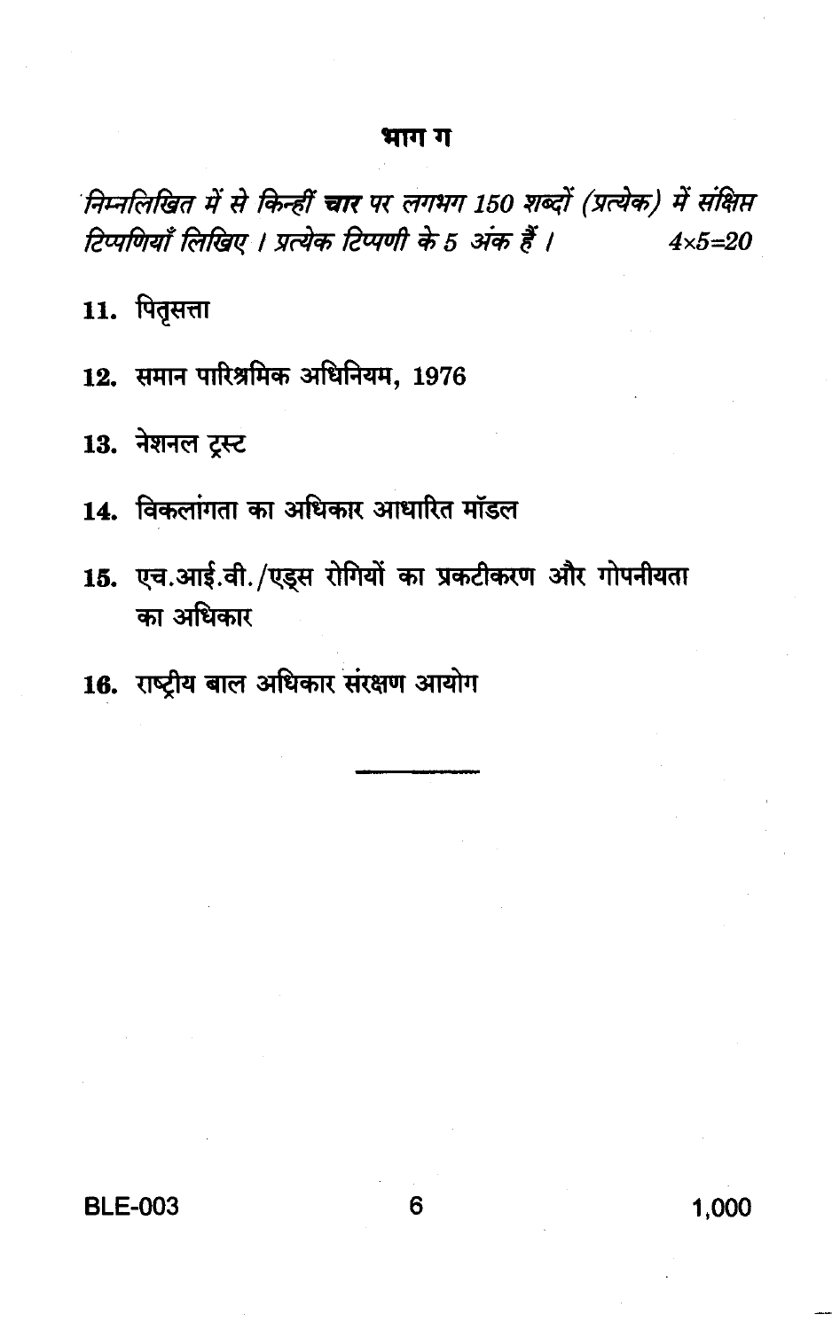## भाग ग

*निम्नलिखित में से किन्हीं **चार** पर लगभग 150 शब्दों (प्रत्येक) में संक्षिप्त टिप्पणियाँ लिखिए । प्रत्येक टिप्पणी के 5 अंक हैं ।* $4 \times 5 = 20$

11. पितृसत्ता

12. समान पारिश्रमिक अधिनियम, 1976

13. नेशनल ट्रस्ट

14. विकलांगता का अधिकार आधारित मॉडल

15. एच.आई.वी./एड्स रोगियों का प्रकटीकरण और गोपनीयता का अधिकार

16. राष्ट्रीय बाल अधिकार संरक्षण आयोग

---